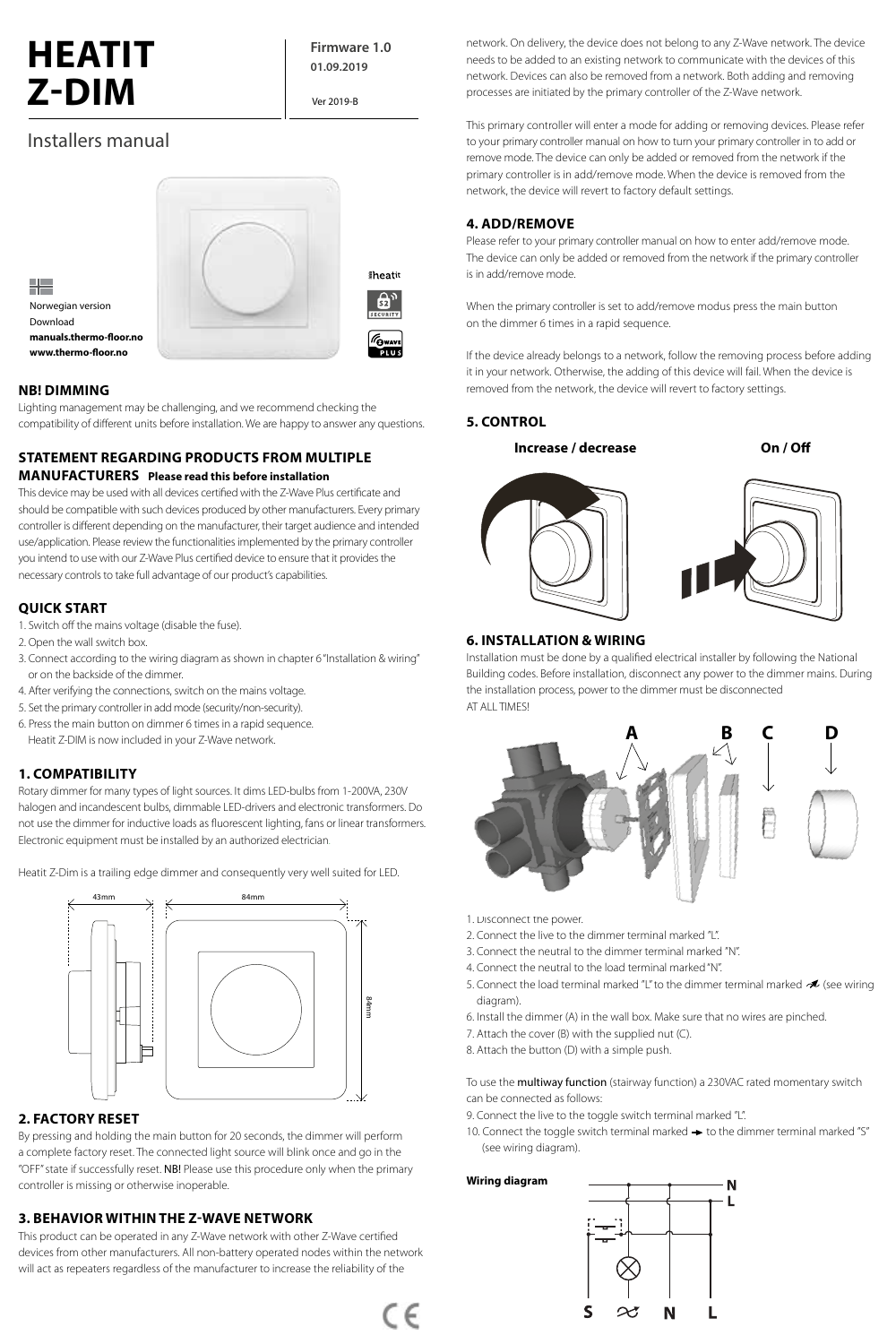# HEATIT Z-DIM

**Firmware 1.0**
**01.09.2019**

Ver 2019-B

Installers manual

Norwegian version
Download
**manuals.thermo-floor.no**
**www.thermo-floor.no**

## NB! DIMMING

Lighting management may be challenging, and we recommend checking the compatibility of different units before installation. We are happy to answer any questions.

## STATEMENT REGARDING PRODUCTS FROM MULTIPLE MANUFACTURERS **Please read this before installation**

This device may be used with all devices certified with the Z-Wave Plus certificate and should be compatible with such devices produced by other manufacturers. Every primary controller is different depending on the manufacturer, their target audience and intended use/application. Please review the functionalities implemented by the primary controller you intend to use with our Z-Wave Plus certified device to ensure that it provides the necessary controls to take full advantage of our product's capabilities.

## QUICK START

1. Switch off the mains voltage (disable the fuse).
2. Open the wall switch box.
3. Connect according to the wiring diagram as shown in chapter 6 "Installation & wiring" or on the backside of the dimmer.
4. After verifying the connections, switch on the mains voltage.
5. Set the primary controller in add mode (security/non-security).
6. Press the main button on dimmer 6 times in a rapid sequence.
   Heatit Z-DIM is now included in your Z-Wave network.

## 1. COMPATIBILITY

Rotary dimmer for many types of light sources. It dims LED-bulbs from 1-200VA, 230V halogen and incandescent bulbs, dimmable LED-drivers and electronic transformers. Do not use the dimmer for inductive loads as fluorescent lighting, fans or linear transformers. Electronic equipment must be installed by an authorized electrician.

Heatit Z-Dim is a trailing edge dimmer and consequently very well suited for LED.

43mm 84mm 84mm

## 2. FACTORY RESET

By pressing and holding the main button for 20 seconds, the dimmer will perform a complete factory reset. The connected light source will blink once and go in the "OFF" state if successfully reset. NB! Please use this procedure only when the primary controller is missing or otherwise inoperable.

## 3. BEHAVIOR WITHIN THE Z-WAVE NETWORK

This product can be operated in any Z-Wave network with other Z-Wave certified devices from other manufacturers. All non-battery operated nodes within the network will act as repeaters regardless of the manufacturer to increase the reliability of the network. On delivery, the device does not belong to any Z-Wave network. The device needs to be added to an existing network to communicate with the devices of this network. Devices can also be removed from a network. Both adding and removing processes are initiated by the primary controller of the Z-Wave network.

This primary controller will enter a mode for adding or removing devices. Please refer to your primary controller manual on how to turn your primary controller in to add or remove mode. The device can only be added or removed from the network if the primary controller is in add/remove mode. When the device is removed from the network, the device will revert to factory default settings.

## 4. ADD/REMOVE

Please refer to your primary controller manual on how to enter add/remove mode. The device can only be added or removed from the network if the primary controller is in add/remove mode.

When the primary controller is set to add/remove modus press the main button on the dimmer 6 times in a rapid sequence.

If the device already belongs to a network, follow the removing process before adding it in your network. Otherwise, the adding of this device will fail. When the device is removed from the network, the device will revert to factory settings.

## 5. CONTROL

**Increase / decrease** **On / Off**

## 6. INSTALLATION & WIRING

Installation must be done by a qualified electrical installer by following the National Building codes. Before installation, disconnect any power to the dimmer mains. During the installation process, power to the dimmer must be disconnected AT ALL TIMES!

A B C D

1. Disconnect the power.
2. Connect the live to the dimmer terminal marked "L".
3. Connect the neutral to the dimmer terminal marked "N".
4. Connect the neutral to the load terminal marked "N".
5. Connect the load terminal marked "L" to the dimmer terminal marked (see wiring diagram).
6. Install the dimmer (A) in the wall box. Make sure that no wires are pinched.
7. Attach the cover (B) with the supplied nut (C).
8. Attach the button (D) with a simple push.

To use the **multiway function** (stairway function) a 230VAC rated momentary switch can be connected as follows:

9. Connect the live to the toggle switch terminal marked "L".
10. Connect the toggle switch terminal marked → to the dimmer terminal marked "S" (see wiring diagram).

**Wiring diagram**

N L S N L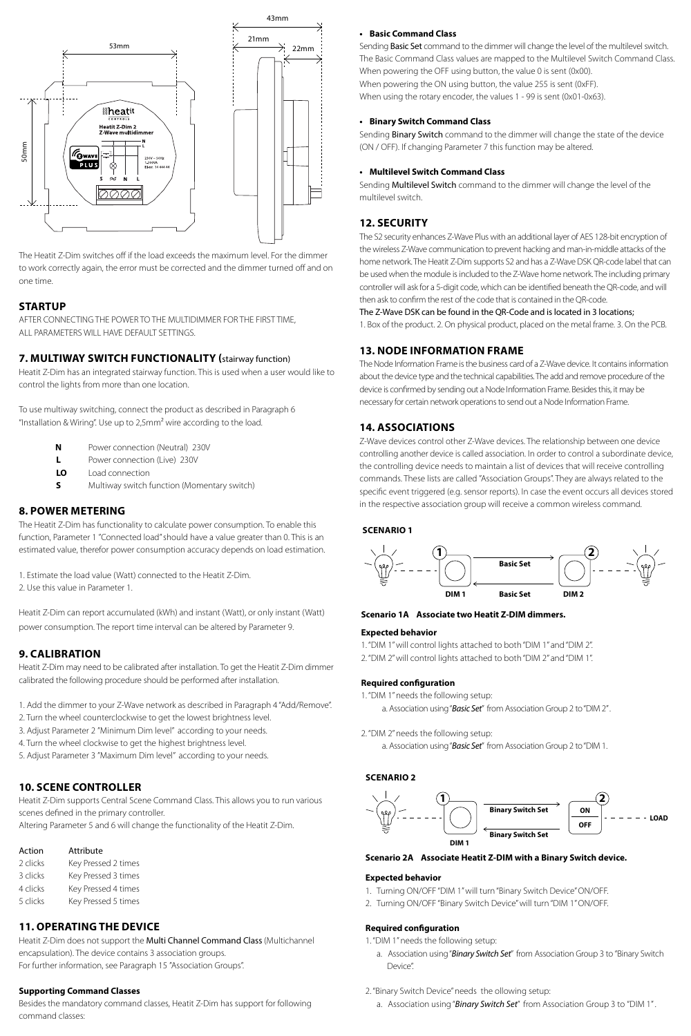The Heatit Z-Dim switches off if the load exceeds the maximum level. For the dimmer to work correctly again, the error must be corrected and the dimmer turned off and on one time.

## STARTUP

AFTER CONNECTING THE POWER TO THE MULTIDIMMER FOR THE FIRST TIME, ALL PARAMETERS WILL HAVE DEFAULT SETTINGS.

## 7. MULTIWAY SWITCH FUNCTIONALITY (stairway function)

Heatit Z-Dim has an integrated stairway function. This is used when a user would like to control the lights from more than one location.

To use multiway switching, connect the product as described in Paragraph 6 "Installation & Wiring". Use up to 2,5mm² wire according to the load.

| | |
|---|---|
| **N** | Power connection (Neutral) 230V |
| **L** | Power connection (Live) 230V |
| **LO** | Load connection |
| **S** | Multiway switch function (Momentary switch) |

## 8. POWER METERING

The Heatit Z-Dim has functionality to calculate power consumption. To enable this function, Parameter 1 "Connected load" should have a value greater than 0. This is an estimated value, therefor power consumption accuracy depends on load estimation.

1. Estimate the load value (Watt) connected to the Heatit Z-Dim.
2. Use this value in Parameter 1.

Heatit Z-Dim can report accumulated (kWh) and instant (Watt), or only instant (Watt) power consumption. The report time interval can be altered by Parameter 9.

## 9. CALIBRATION

Heatit Z-Dim may need to be calibrated after installation. To get the Heatit Z-Dim dimmer calibrated the following procedure should be performed after installation.

1. Add the dimmer to your Z-Wave network as described in Paragraph 4 "Add/Remove".
2. Turn the wheel counterclockwise to get the lowest brightness level.
3. Adjust Parameter 2 "Minimum Dim level" according to your needs.
4. Turn the wheel clockwise to get the highest brightness level.
5. Adjust Parameter 3 "Maximum Dim level" according to your needs.

## 10. SCENE CONTROLLER

Heatit Z-Dim supports Central Scene Command Class. This allows you to run various scenes defined in the primary controller.
Altering Parameter 5 and 6 will change the functionality of the Heatit Z-Dim.

| Action | Attribute |
|---|---|
| 2 clicks | Key Pressed 2 times |
| 3 clicks | Key Pressed 3 times |
| 4 clicks | Key Pressed 4 times |
| 5 clicks | Key Pressed 5 times |

## 11. OPERATING THE DEVICE

Heatit Z-Dim does not support the Multi Channel Command Class (Multichannel encapsulation). The device contains 3 association groups.
For further information, see Paragraph 15 "Association Groups".

### Supporting Command Classes

Besides the mandatory command classes, Heatit Z-Dim has support for following command classes:

- **Basic Command Class**

Sending Basic Set command to the dimmer will change the level of the multilevel switch. The Basic Command Class values are mapped to the Multilevel Switch Command Class.
When powering the OFF using button, the value 0 is sent (0x00).
When powering the ON using button, the value 255 is sent (0xFF).
When using the rotary encoder, the values 1 - 99 is sent (0x01-0x63).

- **Binary Switch Command Class**

Sending Binary Switch command to the dimmer will change the state of the device (ON / OFF). If changing Parameter 7 this function may be altered.

- **Multilevel Switch Command Class**

Sending Multilevel Switch command to the dimmer will change the level of the multilevel switch.

## 12. SECURITY

The S2 security enhances Z-Wave Plus with an additional layer of AES 128-bit encryption of the wireless Z-Wave communication to prevent hacking and man-in-middle attacks of the home network. The Heatit Z-Dim supports S2 and has a Z-Wave DSK QR-code label that can be used when the module is included to the Z-Wave home network. The including primary controller will ask for a 5-digit code, which can be identified beneath the QR-code, and will then ask to confirm the rest of the code that is contained in the QR-code.
The Z-Wave DSK can be found in the QR-Code and is located in 3 locations;
1. Box of the product. 2. On physical product, placed on the metal frame. 3. On the PCB.

## 13. NODE INFORMATION FRAME

The Node Information Frame is the business card of a Z-Wave device. It contains information about the device type and the technical capabilities. The add and remove procedure of the device is confirmed by sending out a Node Information Frame. Besides this, it may be necessary for certain network operations to send out a Node Information Frame.

## 14. ASSOCIATIONS

Z-Wave devices control other Z-Wave devices. The relationship between one device controlling another device is called association. In order to control a subordinate device, the controlling device needs to maintain a list of devices that will receive controlling commands. These lists are called "Association Groups". They are always related to the specific event triggered (e.g. sensor reports). In case the event occurs all devices stored in the respective association group will receive a common wireless command.

### SCENARIO 1

**Scenario 1A Associate two Heatit Z-DIM dimmers.**

**Expected behavior**

1. "DIM 1" will control lights attached to both "DIM 1" and "DIM 2".
2. "DIM 2" will control lights attached to both "DIM 2" and "DIM 1".

**Required configuration**

1. "DIM 1" needs the following setup:
   a. Association using "*Basic Set*" from Association Group 2 to "DIM 2".

2. "DIM 2" needs the following setup:
   a. Association using "*Basic Set*" from Association Group 2 to "DIM 1.

### SCENARIO 2

**Scenario 2A Associate Heatit Z-DIM with a Binary Switch device.**

**Expected behavior**

1. Turning ON/OFF "DIM 1" will turn "Binary Switch Device" ON/OFF.
2. Turning ON/OFF "Binary Switch Device" will turn "DIM 1" ON/OFF.

**Required configuration**

1. "DIM 1" needs the following setup:
   a. Association using "*Binary Switch Set*" from Association Group 3 to "Binary Switch Device".

2. "Binary Switch Device" needs the ollowing setup:
   a. Association using "*Binary Switch Set*" from Association Group 3 to "DIM 1".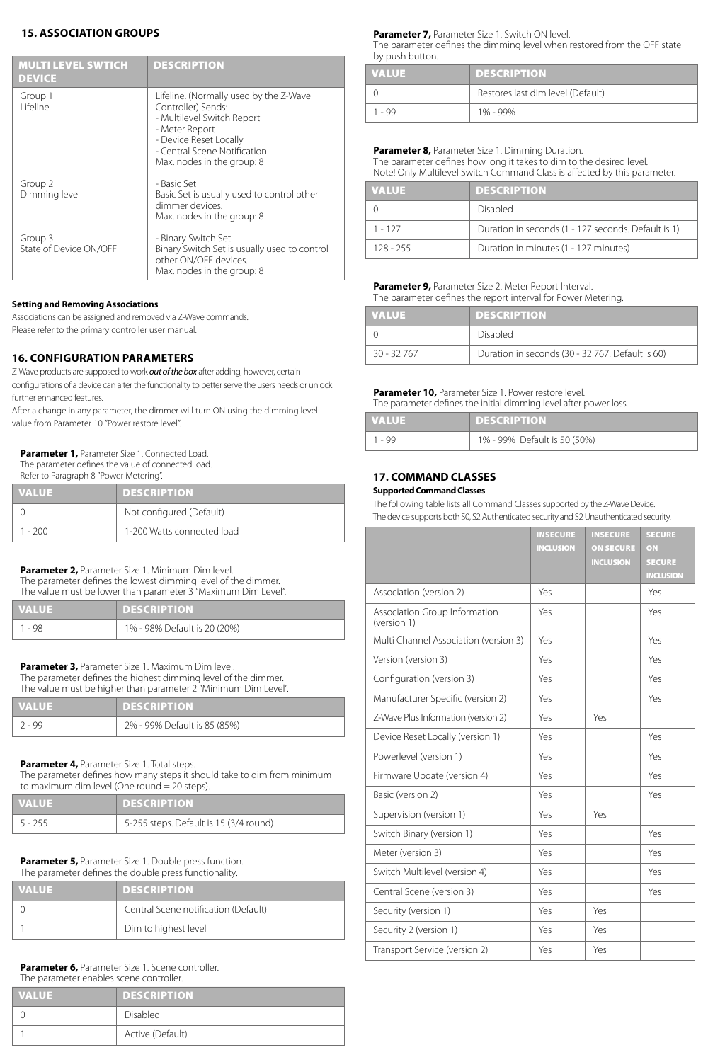## 15. ASSOCIATION GROUPS

| MULTI LEVEL SWTICH DEVICE | DESCRIPTION |
|---|---|
| Group 1<br>Lifeline | Lifeline. (Normally used by the Z-Wave Controller) Sends:<br>- Multilevel Switch Report<br>- Meter Report<br>- Device Reset Locally<br>- Central Scene Notification<br>Max. nodes in the group: 8 |
| Group 2<br>Dimming level | - Basic Set<br>Basic Set is usually used to control other dimmer devices.<br>Max. nodes in the group: 8 |
| Group 3<br>State of Device ON/OFF | - Binary Switch Set<br>Binary Switch Set is usually used to control other ON/OFF devices.<br>Max. nodes in the group: 8 |

**Setting and Removing Associations**

Associations can be assigned and removed via Z-Wave commands.
Please refer to the primary controller user manual.

## 16. CONFIGURATION PARAMETERS

Z-Wave products are supposed to work ***out of the box*** after adding, however, certain configurations of a device can alter the functionality to better serve the users needs or unlock further enhanced features.
After a change in any parameter, the dimmer will turn ON using the dimming level value from Parameter 10 "Power restore level".

**Parameter 1,** Parameter Size 1. Connected Load.
The parameter defines the value of connected load.
Refer to Paragraph 8 "Power Metering".

| VALUE | DESCRIPTION |
|---|---|
| 0 | Not configured (Default) |
| 1 - 200 | 1-200 Watts connected load |

**Parameter 2,** Parameter Size 1. Minimum Dim level.
The parameter defines the lowest dimming level of the dimmer.
The value must be lower than parameter 3 "Maximum Dim Level".

| VALUE | DESCRIPTION |
|---|---|
| 1 - 98 | 1% - 98% Default is 20 (20%) |

**Parameter 3,** Parameter Size 1. Maximum Dim level.
The parameter defines the highest dimming level of the dimmer.
The value must be higher than parameter 2 "Minimum Dim Level".

| VALUE | DESCRIPTION |
|---|---|
| 2 - 99 | 2% - 99% Default is 85 (85%) |

**Parameter 4,** Parameter Size 1. Total steps.
The parameter defines how many steps it should take to dim from minimum to maximum dim level (One round = 20 steps).

| VALUE | DESCRIPTION |
|---|---|
| 5 - 255 | 5-255 steps. Default is 15 (3/4 round) |

**Parameter 5,** Parameter Size 1. Double press function.
The parameter defines the double press functionality.

| VALUE | DESCRIPTION |
|---|---|
| 0 | Central Scene notification (Default) |
| 1 | Dim to highest level |

**Parameter 6,** Parameter Size 1. Scene controller.
The parameter enables scene controller.

| VALUE | DESCRIPTION |
|---|---|
| 0 | Disabled |
| 1 | Active (Default) |

**Parameter 7,** Parameter Size 1. Switch ON level.
The parameter defines the dimming level when restored from the OFF state by push button.

| VALUE | DESCRIPTION |
|---|---|
| 0 | Restores last dim level (Default) |
| 1 - 99 | 1% - 99% |

**Parameter 8,** Parameter Size 1. Dimming Duration.
The parameter defines how long it takes to dim to the desired level.
Note! Only Multilevel Switch Command Class is affected by this parameter.

| VALUE | DESCRIPTION |
|---|---|
| 0 | Disabled |
| 1 - 127 | Duration in seconds (1 - 127 seconds. Default is 1) |
| 128 - 255 | Duration in minutes (1 - 127 minutes) |

**Parameter 9,** Parameter Size 2. Meter Report Interval.
The parameter defines the report interval for Power Metering.

| VALUE | DESCRIPTION |
|---|---|
| 0 | Disabled |
| 30 - 32 767 | Duration in seconds (30 - 32 767. Default is 60) |

**Parameter 10,** Parameter Size 1. Power restore level.
The parameter defines the initial dimming level after power loss.

| VALUE | DESCRIPTION |
|---|---|
| 1 - 99 | 1% - 99% Default is 50 (50%) |

## 17. COMMAND CLASSES

**Supported Command Classes**

The following table lists all Command Classes supported by the Z-Wave Device.
The device supports both S0, S2 Authenticated security and S2 Unauthenticated security.

| | INSECURE INCLUSION | INSECURE ON SECURE INCLUSION | SECURE ON SECURE INCLUSION |
|---|---|---|---|
| Association (version 2) | Yes | | Yes |
| Association Group Information (version 1) | Yes | | Yes |
| Multi Channel Association (version 3) | Yes | | Yes |
| Version (version 3) | Yes | | Yes |
| Configuration (version 3) | Yes | | Yes |
| Manufacturer Specific (version 2) | Yes | | Yes |
| Z-Wave Plus Information (version 2) | Yes | Yes | |
| Device Reset Locally (version 1) | Yes | | Yes |
| Powerlevel (version 1) | Yes | | Yes |
| Firmware Update (version 4) | Yes | | Yes |
| Basic (version 2) | Yes | | Yes |
| Supervision (version 1) | Yes | Yes | |
| Switch Binary (version 1) | Yes | | Yes |
| Meter (version 3) | Yes | | Yes |
| Switch Multilevel (version 4) | Yes | | Yes |
| Central Scene (version 3) | Yes | | Yes |
| Security (version 1) | Yes | Yes | |
| Security 2 (version 1) | Yes | Yes | |
| Transport Service (version 2) | Yes | Yes | |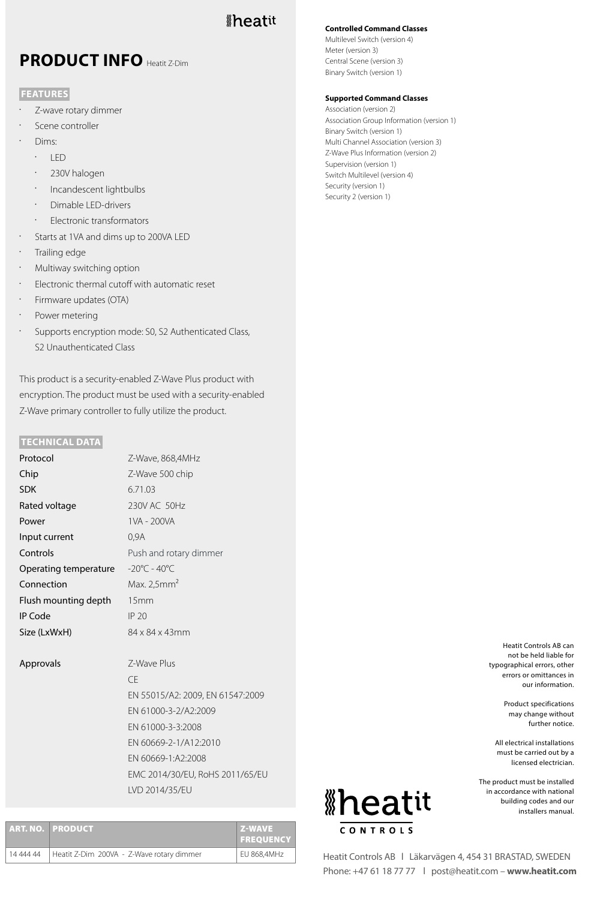# PRODUCT INFO Heatit Z-Dim

## FEATURES

- Z-wave rotary dimmer
- Scene controller
- Dims:
  - LED
  - 230V halogen
  - Incandescent lightbulbs
  - Dimable LED-drivers
  - Electronic transformators
- Starts at 1VA and dims up to 200VA LED
- Trailing edge
- Multiway switching option
- Electronic thermal cutoff with automatic reset
- Firmware updates (OTA)
- Power metering
- Supports encryption mode: S0, S2 Authenticated Class, S2 Unauthenticated Class

This product is a security-enabled Z-Wave Plus product with encryption. The product must be used with a security-enabled Z-Wave primary controller to fully utilize the product.

## TECHNICAL DATA

| | |
|---|---|
| Protocol | Z-Wave, 868,4MHz |
| Chip | Z-Wave 500 chip |
| SDK | 6.71.03 |
| Rated voltage | 230V AC 50Hz |
| Power | 1VA - 200VA |
| Input current | 0,9A |
| Controls | Push and rotary dimmer |
| Operating temperature | -20°C - 40°C |
| Connection | Max. 2,5mm² |
| Flush mounting depth | 15mm |
| IP Code | IP 20 |
| Size (LxWxH) | 84 x 84 x 43mm |
| Approvals | Z-Wave Plus<br>CE<br>EN 55015/A2: 2009, EN 61547:2009<br>EN 61000-3-2/A2:2009<br>EN 61000-3-3:2008<br>EN 60669-2-1/A12:2010<br>EN 60669-1:A2:2008<br>EMC 2014/30/EU, RoHS 2011/65/EU<br>LVD 2014/35/EU |

| ART. NO. | PRODUCT | Z-WAVE FREQUENCY |
|---|---|---|
| 14 444 44 | Heatit Z-Dim 200VA - Z-Wave rotary dimmer | EU 868,4MHz |

**Controlled Command Classes**

Multilevel Switch (version 4)
Meter (version 3)
Central Scene (version 3)
Binary Switch (version 1)

**Supported Command Classes**

Association (version 2)
Association Group Information (version 1)
Binary Switch (version 1)
Multi Channel Association (version 3)
Z-Wave Plus Information (version 2)
Supervision (version 1)
Switch Multilevel (version 4)
Security (version 1)
Security 2 (version 1)

Heatit Controls AB can not be held liable for typographical errors, other errors or omittances in our information.

Product specifications may change without further notice.

All electrical installations must be carried out by a licensed electrician.

The product must be installed in accordance with national building codes and our installers manual.

heatit CONTROLS

Heatit Controls AB | Läkarvägen 4, 454 31 BRASTAD, SWEDEN
Phone: +47 61 18 77 77 | post@heatit.com – **www.heatit.com**